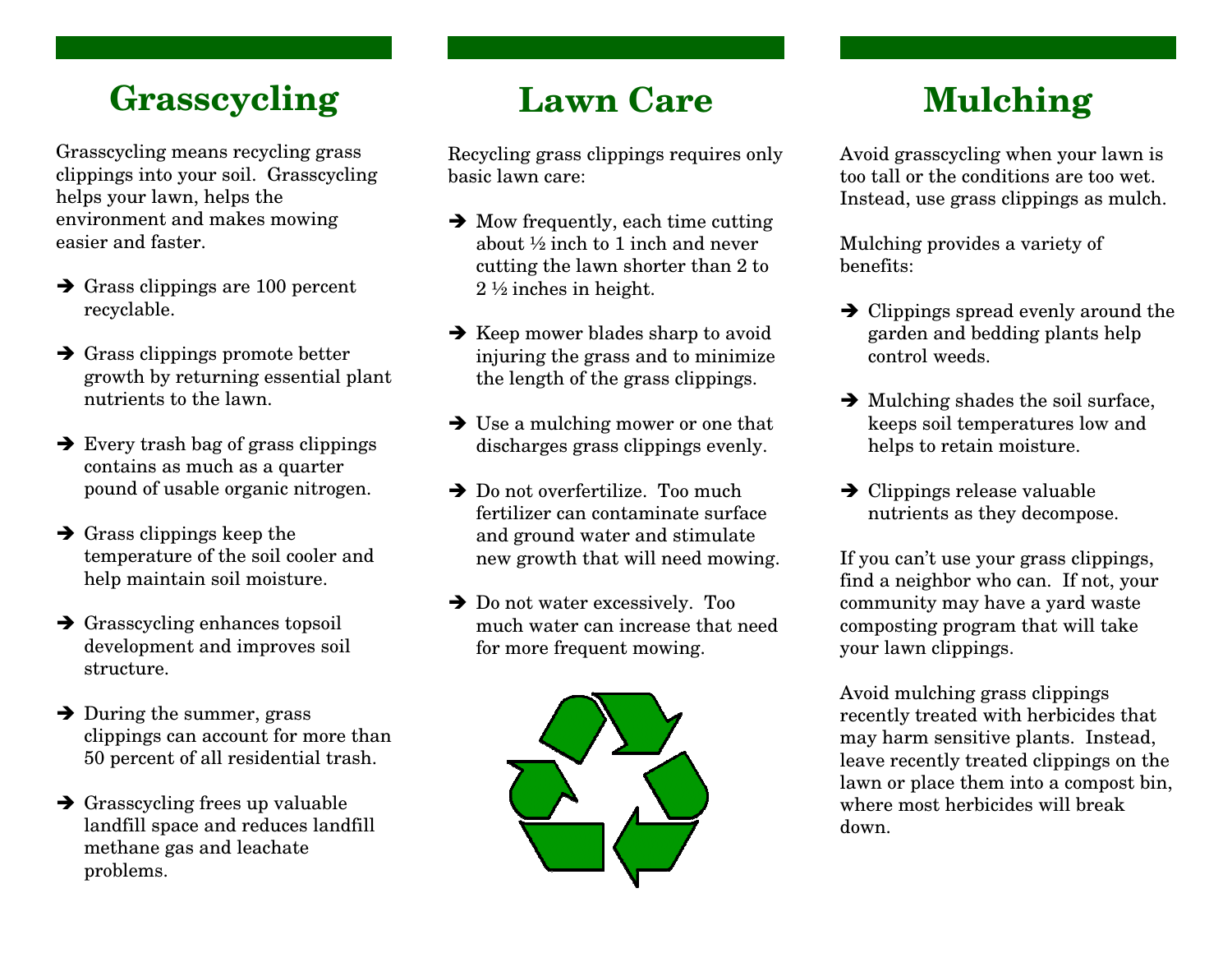# Grasscycling

Grasscycling means recycling grass clippings into your soil. Grasscycling helps your lawn, helps the environment and makes mowing easier and faster.

- Grass clippings are 100 percent recyclable.
- Grass clippings promote better growth by returning essential plant nutrients to the lawn.
- Every trash bag of grass clippings contains as much as a quarter pound of usable organic nitrogen.
- Grass clippings keep the temperature of the soil cooler and help maintain soil moisture.
- Grasscycling enhances topsoil development and improves soil structure.
- During the summer, grass clippings can account for more than 50 percent of all residential trash.
- Grasscycling frees up valuable landfill space and reduces landfill methane gas and leachate problems.

# Lawn Care

Recycling grass clippings requires only basic lawn care:

- Mow frequently, each time cutting about ½ inch to 1 inch and never cutting the lawn shorter than 2 to 2 ½ inches in height.
- Keep mower blades sharp to avoid injuring the grass and to minimize the length of the grass clippings.
- Use a mulching mower or one that discharges grass clippings evenly.
- Do not overfertilize. Too much fertilizer can contaminate surface and ground water and stimulate new growth that will need mowing.
- Do not water excessively. Too much water can increase that need for more frequent mowing.

# Mulching

Avoid grasscycling when your lawn is too tall or the conditions are too wet. Instead, use grass clippings as mulch.

Mulching provides a variety of benefits:

- Clippings spread evenly around the garden and bedding plants help control weeds.
- Mulching shades the soil surface, keeps soil temperatures low and helps to retain moisture.
- Clippings release valuable nutrients as they decompose.

If you can't use your grass clippings, find a neighbor who can. If not, your community may have a yard waste composting program that will take your lawn clippings.

Avoid mulching grass clippings recently treated with herbicides that may harm sensitive plants. Instead, leave recently treated clippings on the lawn or place them into a compost bin, where most herbicides will break down.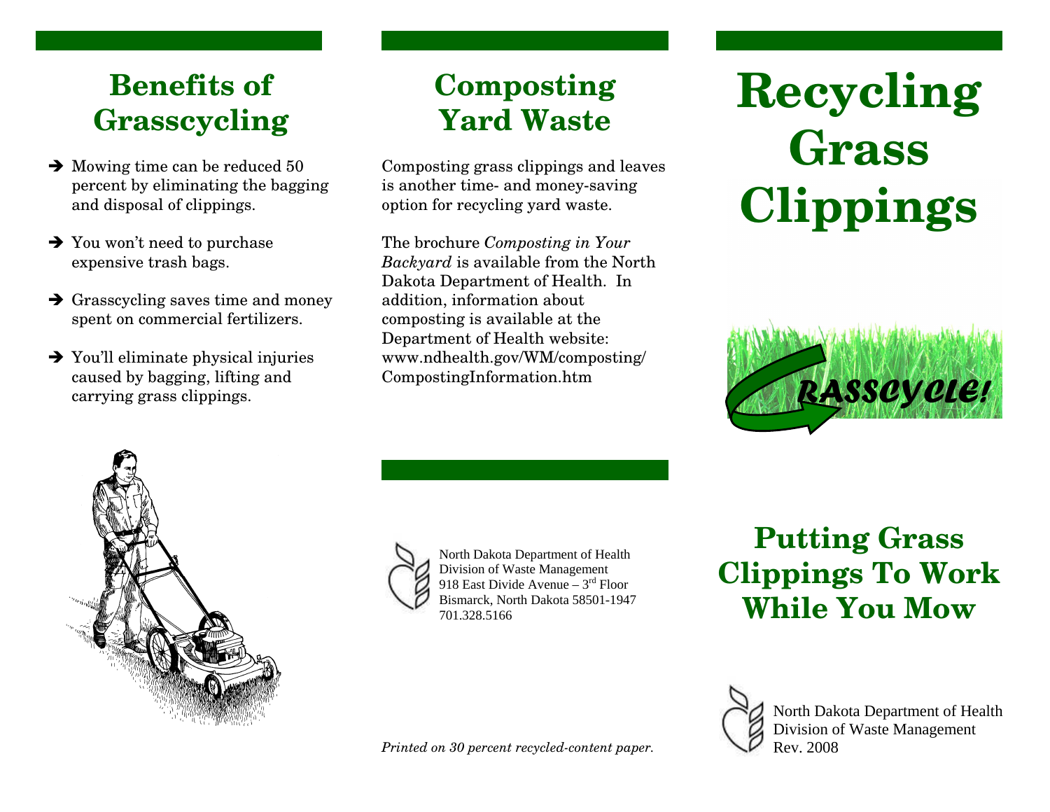## Benefits of Grasscycling

- Mowing time can be reduced 50 percent by eliminating the bagging and disposal of clippings.
- You won't need to purchase expensive trash bags.
- Grasscycling saves time and money spent on commercial fertilizers.
- You'll eliminate physical injuries caused by bagging, lifting and carrying grass clippings.

## Composting Yard Waste

Composting grass clippings and leaves is another time- and money-saving option for recycling yard waste.

The brochure *Composting in Your Backyard* is available from the North Dakota Department of Health. In addition, information about composting is available at the Department of Health website: www.ndhealth.gov/WM/composting/CompostingInformation.htm

North Dakota Department of Health
Division of Waste Management
918 East Divide Avenue – 3rd Floor
Bismarck, North Dakota 58501-1947
701.328.5166

*Printed on 30 percent recycled-content paper.*

# Recycling Grass Clippings

GRASSCYCLE!

## Putting Grass Clippings To Work While You Mow

North Dakota Department of Health
Division of Waste Management
Rev. 2008